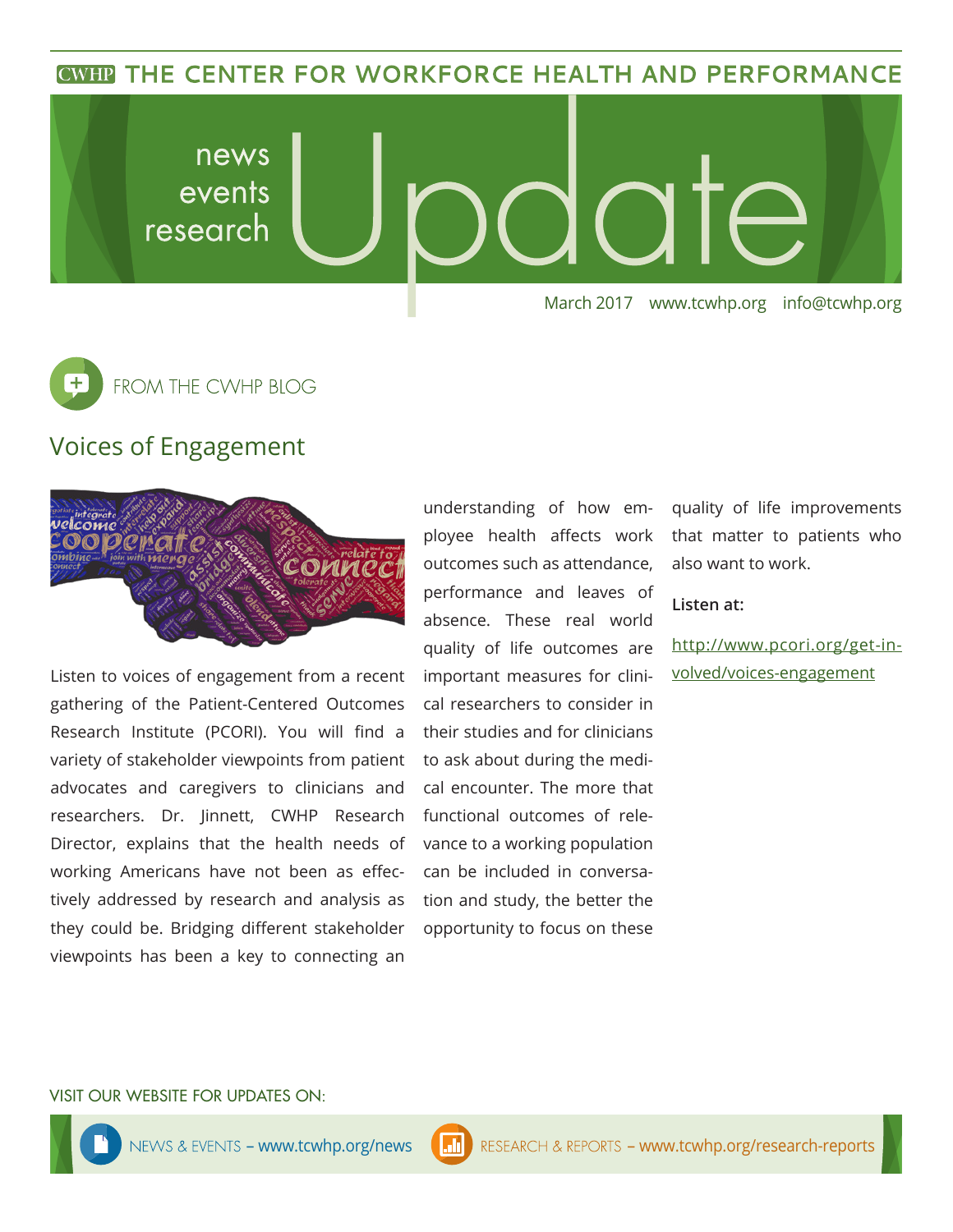CWHP THE CENTER FOR WORKFORCE HEALTH AND PERFORMANCE

# news events research Update

March 2017 www.tcwhp.org info@tcwhp.org

## FROM THE CWHP BLOG

### Voices of Engagement

Listen to voices of engagement from a recent gathering of the Patient-Centered Outcomes Research Institute (PCORI). You will find a variety of stakeholder viewpoints from patient advocates and caregivers to clinicians and researchers. Dr. Jinnett, CWHP Research Director, explains that the health needs of working Americans have not been as effectively addressed by research and analysis as they could be. Bridging different stakeholder viewpoints has been a key to connecting an understanding of how employee health affects work outcomes such as attendance, performance and leaves of absence. These real world quality of life outcomes are important measures for clinical researchers to consider in their studies and for clinicians to ask about during the medical encounter. The more that functional outcomes of relevance to a working population can be included in conversation and study, the better the opportunity to focus on these quality of life improvements that matter to patients who also want to work.

**Listen at:**

[http://www.pcori.org/get-involved/voices-engagement](http://www.pcori.org/get-involved/voices-engagement)

VISIT OUR WEBSITE FOR UPDATES ON:

NEWS & EVENTS – www.tcwhp.org/news

RESEARCH & REPORTS – www.tcwhp.org/research-reports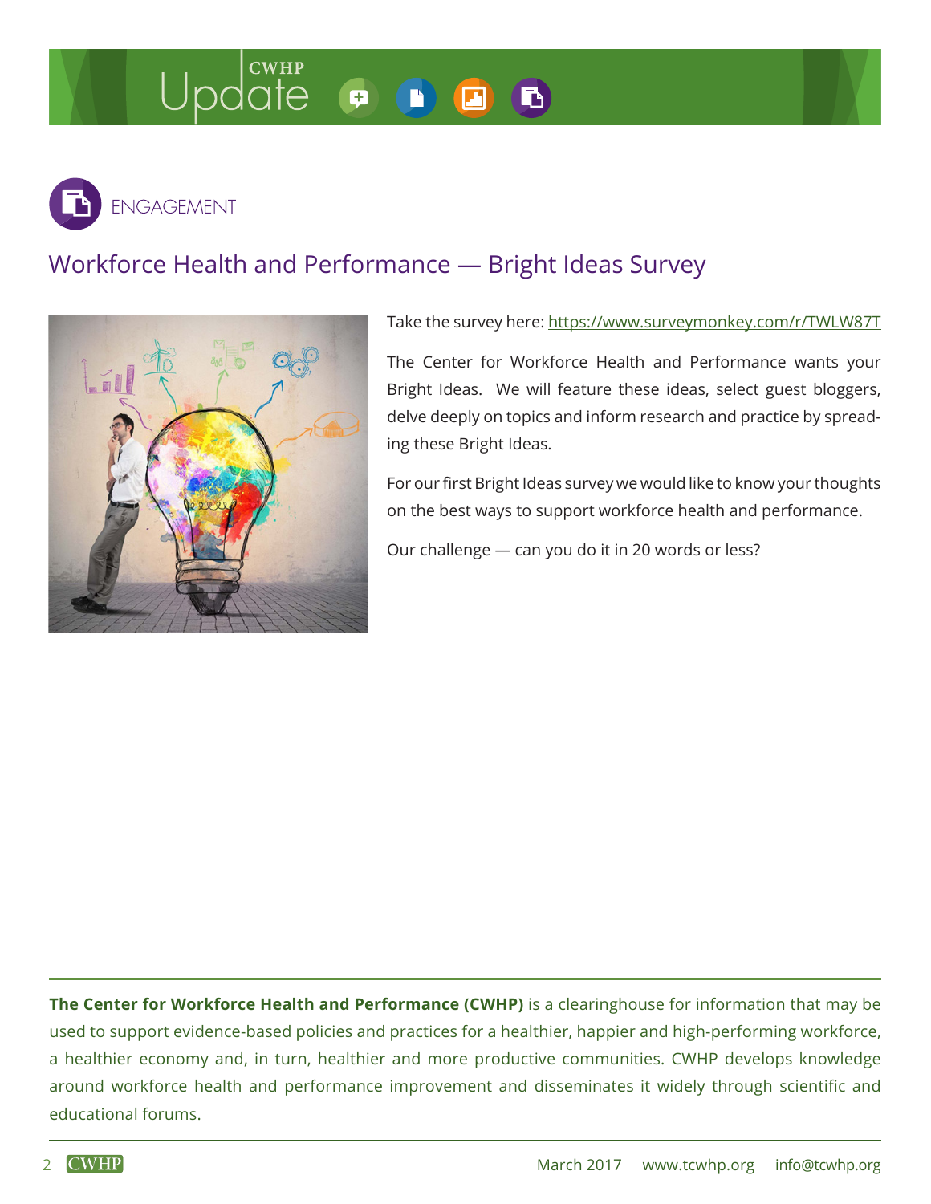## ENGAGEMENT

# Workforce Health and Performance — Bright Ideas Survey

Take the survey here: https://www.surveymonkey.com/r/TWLW87T

The Center for Workforce Health and Performance wants your Bright Ideas. We will feature these ideas, select guest bloggers, delve deeply on topics and inform research and practice by spreading these Bright Ideas.

For our first Bright Ideas survey we would like to know your thoughts on the best ways to support workforce health and performance.

Our challenge — can you do it in 20 words or less?

**The Center for Workforce Health and Performance (CWHP)** is a clearinghouse for information that may be used to support evidence-based policies and practices for a healthier, happier and high-performing workforce, a healthier economy and, in turn, healthier and more productive communities. CWHP develops knowledge around workforce health and performance improvement and disseminates it widely through scientific and educational forums.